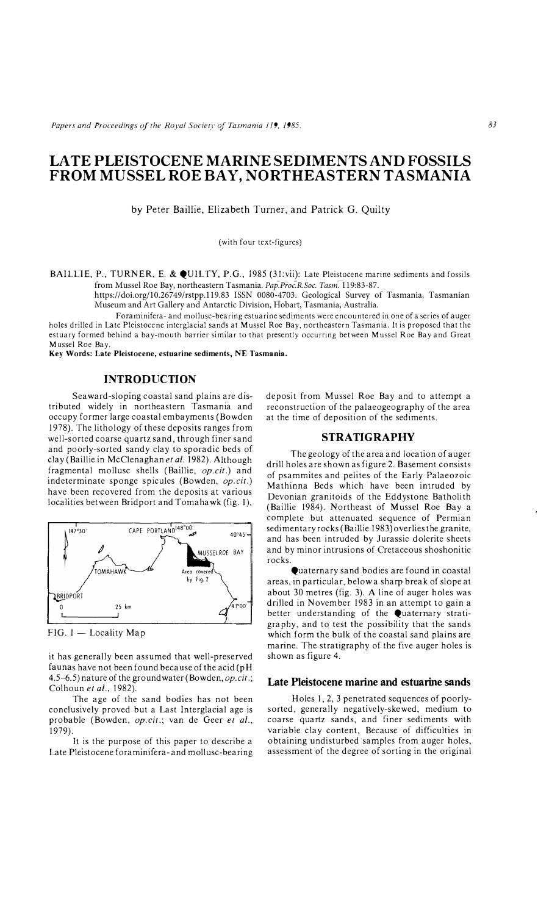# LATE PLEISTOCENE MARINE SEDIMENTS AND FOSSILS FROM MUSSEL ROE BAY, NORTHEASTERN TASMANIA

by Peter Baillie, Elizabeth Turner, and Patrick G. Quilty

(with four text-figures)

BAILLIE, P., TURNER, E. & QUILTY, P.G., 1985 (31:vii): Late Pleistocene marine sediments and fossils from Mussel Roe Bay, northeastern Tasmania. *Pap.Proc.R.Soc. Tasm.* 119:83-87.
https://doi.org/10.26749/rstpp.119.83 ISSN 0080-4703. Geological Survey of Tasmania, Tasmanian Museum and Art Gallery and Antarctic Division, Hobart, Tasmania, Australia.

Foraminifera- and mollusc-bearing estuarine sediments were encountered in one of a series of auger holes drilled in Late Pleistocene interglacial sands at Mussel Roe Bay, northeastern Tasmania. It is proposed that the estuary formed behind a bay-mouth barrier similar to that presently occurring between Mussel Roe Bay and Great Mussel Roe Bay.

**Key Words: Late Pleistocene, estuarine sediments, NE Tasmania.**

## INTRODUCTION

Seaward-sloping coastal sand plains are distributed widely in northeastern Tasmania and occupy former large coastal embayments (Bowden 1978). The lithology of these deposits ranges from well-sorted coarse quartz sand, through finer sand and poorly-sorted sandy clay to sporadic beds of clay (Baillie in McClenaghan *et al.* 1982). Although fragmental mollusc shells (Baillie, *op.cit.*) and indeterminate sponge spicules (Bowden, *op.cit.*) have been recovered from the deposits at various localities between Bridport and Tomahawk (fig. 1),

FIG. 1 — Locality Map

it has generally been assumed that well-preserved faunas have not been found because of the acid (pH 4.5–6.5) nature of the groundwater (Bowden, *op.cit.*; Colhoun *et al.*, 1982).

The age of the sand bodies has not been conclusively proved but a Last Interglacial age is probable (Bowden, *op.cit.*; van de Geer *et al.*, 1979).

It is the purpose of this paper to describe a Late Pleistocene foraminifera- and mollusc-bearing deposit from Mussel Roe Bay and to attempt a reconstruction of the palaeogeography of the area at the time of deposition of the sediments.

## STRATIGRAPHY

The geology of the area and location of auger drill holes are shown as figure 2. Basement consists of psammites and pelites of the Early Palaeozoic Mathinna Beds which have been intruded by Devonian granitoids of the Eddystone Batholith (Baillie 1984). Northeast of Mussel Roe Bay a complete but attenuated sequence of Permian sedimentary rocks (Baillie 1983) overlies the granite, and has been intruded by Jurassic dolerite sheets and by minor intrusions of Cretaceous shoshonitic rocks.

Quaternary sand bodies are found in coastal areas, in particular, below a sharp break of slope at about 30 metres (fig. 3). A line of auger holes was drilled in November 1983 in an attempt to gain a better understanding of the Quaternary stratigraphy, and to test the possibility that the sands which form the bulk of the coastal sand plains are marine. The stratigraphy of the five auger holes is shown as figure 4.

### Late Pleistocene marine and estuarine sands

Holes 1, 2, 3 penetrated sequences of poorly-sorted, generally negatively-skewed, medium to coarse quartz sands, and finer sediments with variable clay content, Because of difficulties in obtaining undisturbed samples from auger holes, assessment of the degree of sorting in the original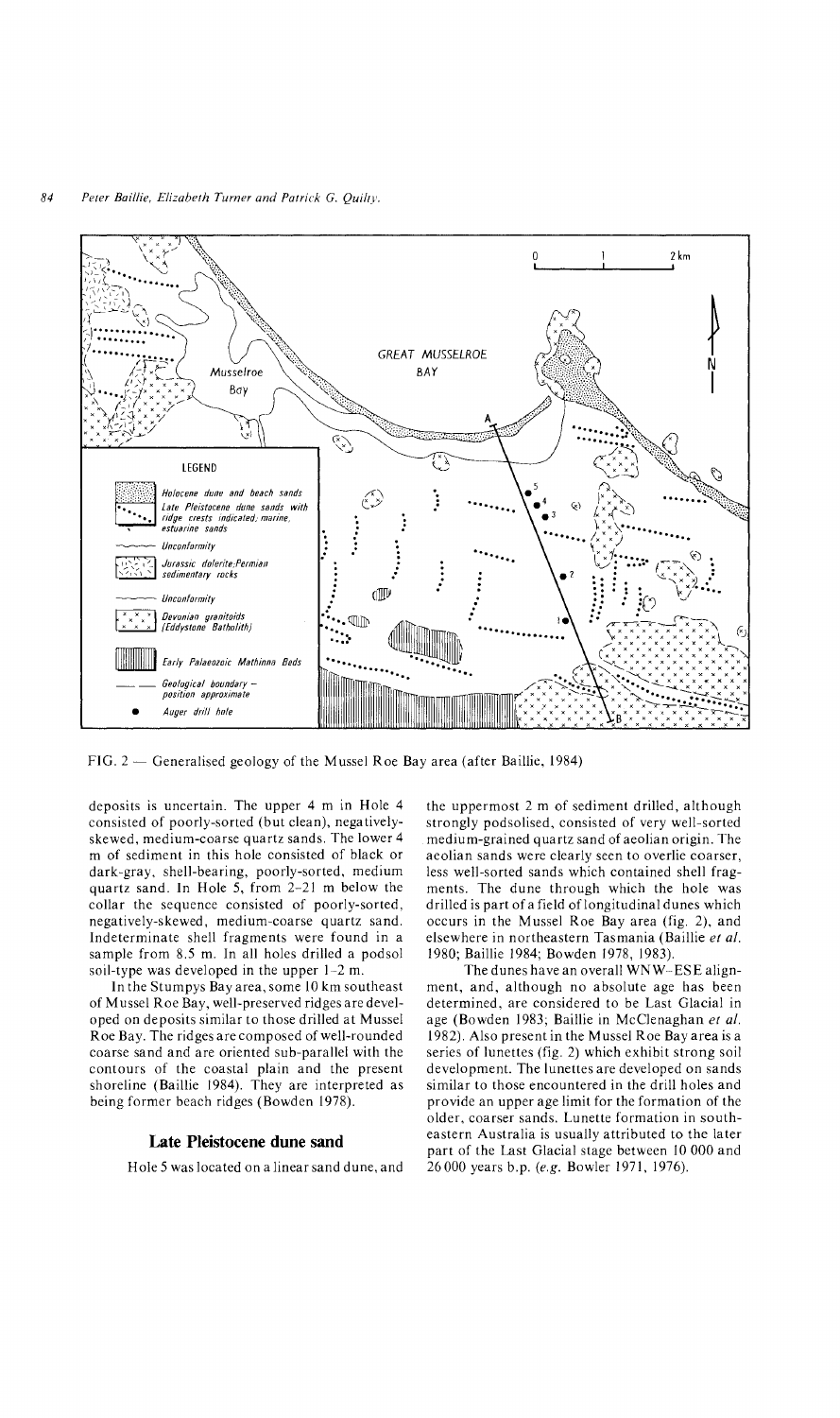FIG. 2 — Generalised geology of the Mussel Roe Bay area (after Baillie, 1984)

deposits is uncertain. The upper 4 m in Hole 4 consisted of poorly-sorted (but clean), negatively-skewed, medium-coarse quartz sands. The lower 4 m of sediment in this hole consisted of black or dark-gray, shell-bearing, poorly-sorted, medium quartz sand. In Hole 5, from 2–21 m below the collar the sequence consisted of poorly-sorted, negatively-skewed, medium-coarse quartz sand. Indeterminate shell fragments were found in a sample from 8.5 m. In all holes drilled a podsol soil-type was developed in the upper 1–2 m.

In the Stumpys Bay area, some 10 km southeast of Mussel Roe Bay, well-preserved ridges are developed on deposits similar to those drilled at Mussel Roe Bay. The ridges are composed of well-rounded coarse sand and are oriented sub-parallel with the contours of the coastal plain and the present shoreline (Baillie 1984). They are interpreted as being former beach ridges (Bowden 1978).

## Late Pleistocene dune sand

Hole 5 was located on a linear sand dune, and the uppermost 2 m of sediment drilled, although strongly podsolised, consisted of very well-sorted medium-grained quartz sand of aeolian origin. The aeolian sands were clearly seen to overlie coarser, less well-sorted sands which contained shell fragments. The dune through which the hole was drilled is part of a field of longitudinal dunes which occurs in the Mussel Roe Bay area (fig. 2), and elsewhere in northeastern Tasmania (Baillie *et al.* 1980; Baillie 1984; Bowden 1978, 1983).

The dunes have an overall WNW–ESE alignment, and, although no absolute age has been determined, are considered to be Last Glacial in age (Bowden 1983; Baillie in McClenaghan *et al.* 1982). Also present in the Mussel Roe Bay area is a series of lunettes (fig. 2) which exhibit strong soil development. The lunettes are developed on sands similar to those encountered in the drill holes and provide an upper age limit for the formation of the older, coarser sands. Lunette formation in south-eastern Australia is usually attributed to the later part of the Last Glacial stage between 10 000 and 26 000 years b.p. (*e.g.* Bowler 1971, 1976).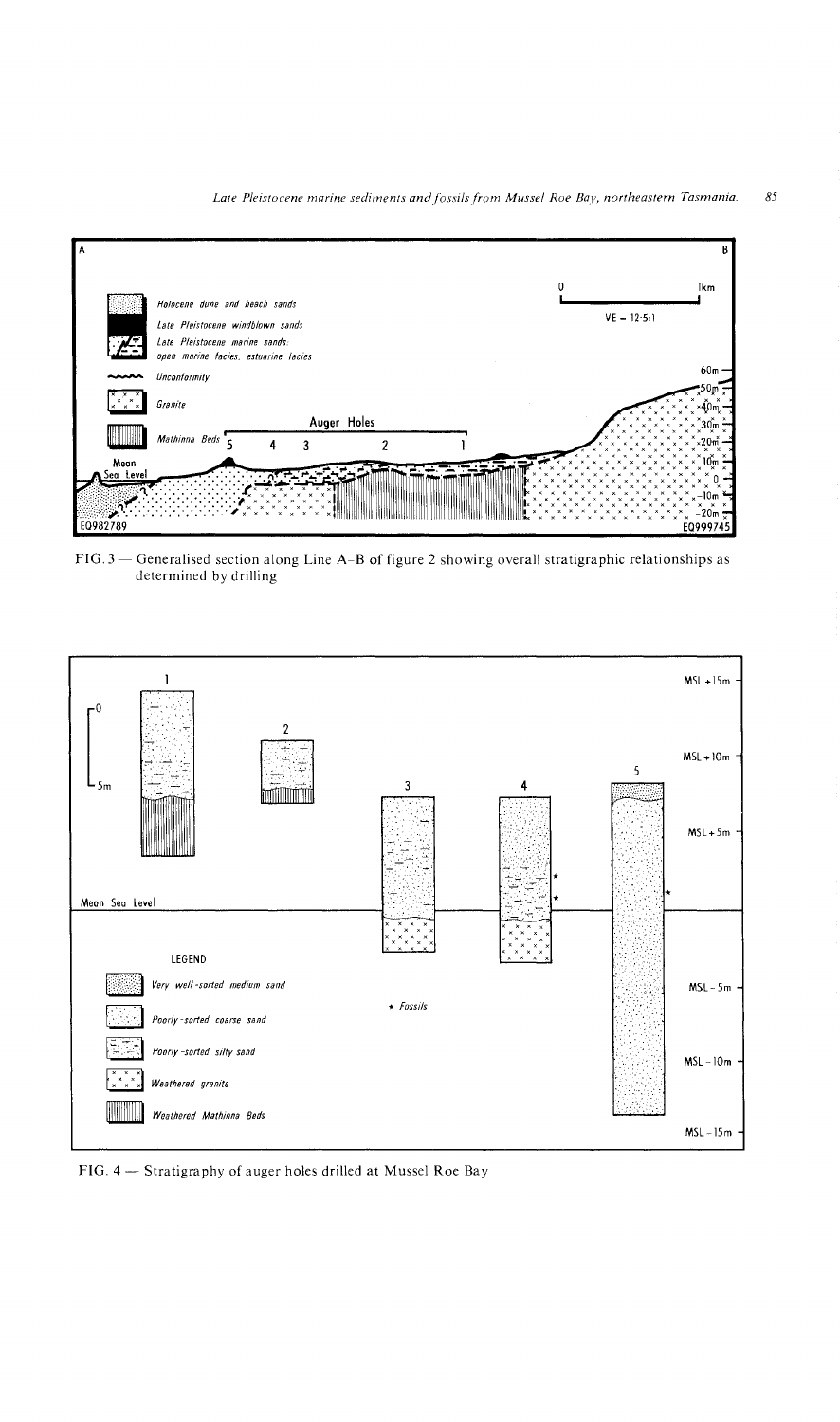FIG. 3 — Generalised section along Line A–B of figure 2 showing overall stratigraphic relationships as determined by drilling

FIG. 4 — Stratigraphy of auger holes drilled at Mussel Roe Bay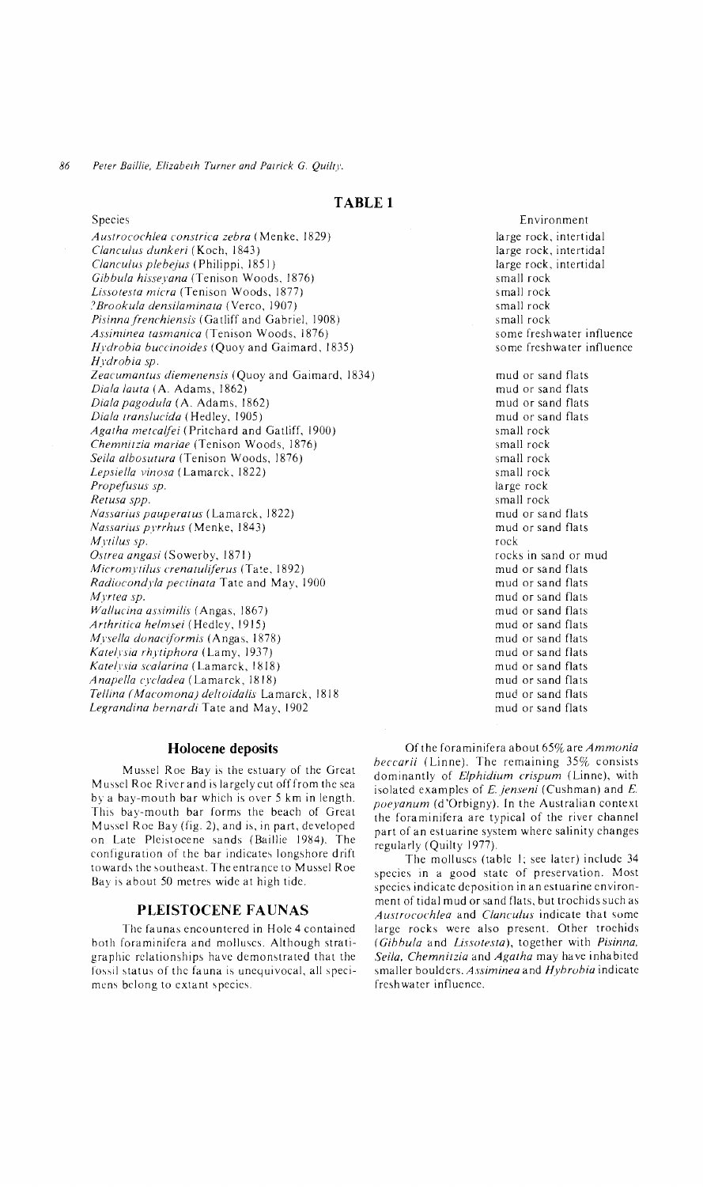## TABLE 1

| Species | Environment |
|---|---|
| *Austrocochlea constrica zebra* (Menke, 1829) | large rock, intertidal |
| *Clanculus dunkeri* (Koch, 1843) | large rock, intertidal |
| *Clanculus plebejus* (Philippi, 1851) | large rock, intertidal |
| *Gibbula hisseyana* (Tenison Woods, 1876) | small rock |
| *Lissotesta micra* (Tenison Woods, 1877) | small rock |
| *?Brookula densilaminata* (Verco, 1907) | small rock |
| *Pisinna frenchiensis* (Gatliff and Gabriel, 1908) | small rock |
| *Assiminea tasmanica* (Tenison Woods, 1876) | some freshwater influence |
| *Hydrobia buccinoides* (Quoy and Gaimard, 1835) | some freshwater influence |
| *Hydrobia sp.* | |
| *Zeacumantus diemenensis* (Quoy and Gaimard, 1834) | mud or sand flats |
| *Diala lauta* (A. Adams, 1862) | mud or sand flats |
| *Diala pagodula* (A. Adams, 1862) | mud or sand flats |
| *Diala translucida* (Hedley, 1905) | mud or sand flats |
| *Agatha metcalfei* (Pritchard and Gatliff, 1900) | small rock |
| *Chemnitzia mariae* (Tenison Woods, 1876) | small rock |
| *Seila albosutura* (Tenison Woods, 1876) | small rock |
| *Lepsiella vinosa* (Lamarck, 1822) | small rock |
| *Propefusus sp.* | large rock |
| *Retusa spp.* | small rock |
| *Nassarius pauperatus* (Lamarck, 1822) | mud or sand flats |
| *Nassarius pyrrhus* (Menke, 1843) | mud or sand flats |
| *Mytilus sp.* | rock |
| *Ostrea angasi* (Sowerby, 1871) | rocks in sand or mud |
| *Micromytilus crenatuliferus* (Tate, 1892) | mud or sand flats |
| *Radiocondyla pectinata* Tate and May, 1900 | mud or sand flats |
| *Myrtea sp.* | mud or sand flats |
| *Wallucina assimilis* (Angas, 1867) | mud or sand flats |
| *Arthritica helmsei* (Hedley, 1915) | mud or sand flats |
| *Mysella donaciformis* (Angas, 1878) | mud or sand flats |
| *Katelysia rhytiphora* (Lamy, 1937) | mud or sand flats |
| *Katelysia scalarina* (Lamarck, 1818) | mud or sand flats |
| *Anapella cycladea* (Lamarck, 1818) | mud or sand flats |
| *Tellina (Macomona) deltoidalis* Lamarck, 1818 | mud or sand flats |
| *Legrandina bernardi* Tate and May, 1902 | mud or sand flats |

### Holocene deposits

Mussel Roe Bay is the estuary of the Great Mussel Roe River and is largely cut off from the sea by a bay-mouth bar which is over 5 km in length. This bay-mouth bar forms the beach of Great Mussel Roe Bay (fig. 2), and is, in part, developed on Late Pleistocene sands (Baillie 1984). The configuration of the bar indicates longshore drift towards the southeast. The entrance to Mussel Roe Bay is about 50 metres wide at high tide.

## PLEISTOCENE FAUNAS

The faunas encountered in Hole 4 contained both foraminifera and molluscs. Although stratigraphic relationships have demonstrated that the fossil status of the fauna is unequivocal, all specimens belong to extant species.

Of the foraminifera about 65% are *Ammonia beccarii* (Linne). The remaining 35% consists dominantly of *Elphidium crispum* (Linne), with isolated examples of *E. jenseni* (Cushman) and *E. poeyanum* (d'Orbigny). In the Australian context the foraminifera are typical of the river channel part of an estuarine system where salinity changes regularly (Quilty 1977).

The molluscs (table 1; see later) include 34 species in a good state of preservation. Most species indicate deposition in an estuarine environment of tidal mud or sand flats, but trochids such as *Austrocochlea* and *Clanculus* indicate that some large rocks were also present. Other trochids (*Gibbula* and *Lissotesta*), together with *Pisinna*, *Seila*, *Chemnitzia* and *Agatha* may have inhabited smaller boulders. *Assiminea* and *Hybrobia* indicate freshwater influence.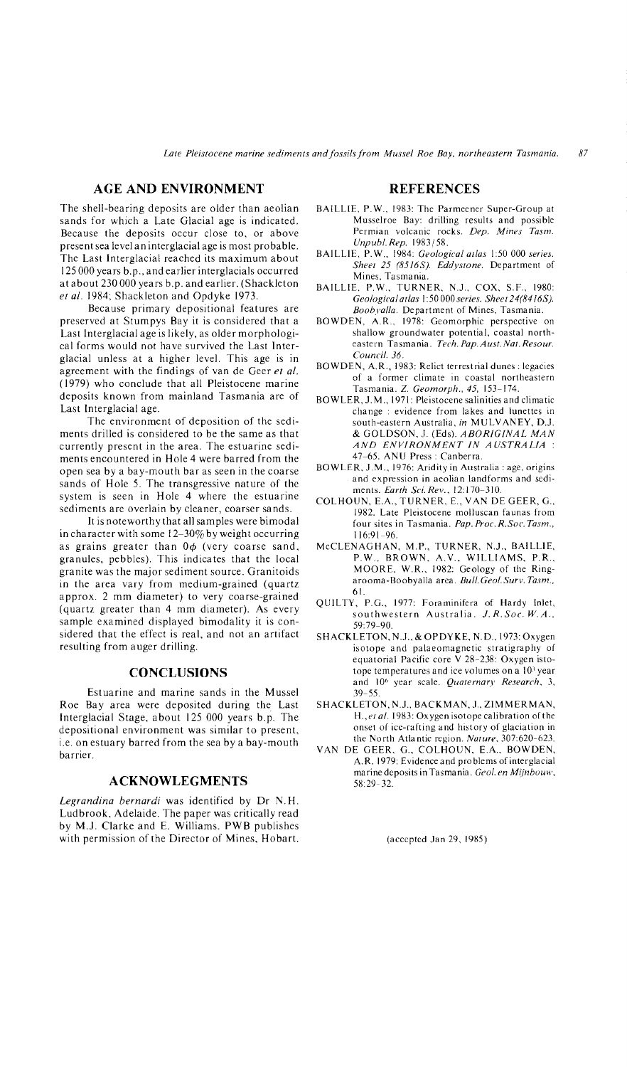## AGE AND ENVIRONMENT

The shell-bearing deposits are older than aeolian sands for which a Late Glacial age is indicated. Because the deposits occur close to, or above present sea level an interglacial age is most probable. The Last Interglacial reached its maximum about 125 000 years b.p., and earlier interglacials occurred at about 230 000 years b.p. and earlier. (Shackleton *et al.* 1984; Shackleton and Opdyke 1973.

Because primary depositional features are preserved at Stumpys Bay it is considered that a Last Interglacial age is likely, as older morphological forms would not have survived the Last Interglacial unless at a higher level. This age is in agreement with the findings of van de Geer *et al.* (1979) who conclude that all Pleistocene marine deposits known from mainland Tasmania are of Last Interglacial age.

The environment of deposition of the sediments drilled is considered to be the same as that currently present in the area. The estuarine sediments encountered in Hole 4 were barred from the open sea by a bay-mouth bar as seen in the coarse sands of Hole 5. The transgressive nature of the system is seen in Hole 4 where the estuarine sediments are overlain by cleaner, coarser sands.

It is noteworthy that all samples were bimodal in character with some 12–30% by weight occurring as grains greater than $0\phi$ (very coarse sand, granules, pebbles). This indicates that the local granite was the major sediment source. Granitoids in the area vary from medium-grained (quartz approx. 2 mm diameter) to very coarse-grained (quartz greater than 4 mm diameter). As every sample examined displayed bimodality it is considered that the effect is real, and not an artifact resulting from auger drilling.

## CONCLUSIONS

Estuarine and marine sands in the Mussel Roe Bay area were deposited during the Last Interglacial Stage, about 125 000 years b.p. The depositional environment was similar to present, i.e. on estuary barred from the sea by a bay-mouth barrier.

## ACKNOWLEGMENTS

*Legrandina bernardi* was identified by Dr N.H. Ludbrook, Adelaide. The paper was critically read by M.J. Clarke and E. Williams. PWB publishes with permission of the Director of Mines, Hobart.

## REFERENCES

BAILLIE, P.W., 1983: The Parmeener Super-Group at Musselroe Bay: drilling results and possible Permian volcanic rocks. *Dep. Mines Tasm. Unpubl. Rep.* 1983/58.

BAILLIE, P.W., 1984: *Geological atlas* 1:50 000 *series. Sheet 25 (8516S). Eddystone.* Department of Mines, Tasmania.

BAILLIE, P.W., TURNER, N.J., COX, S.F., 1980: *Geological atlas* 1:50 000 *series. Sheet 24(8416S). Boobyalla.* Department of Mines, Tasmania.

BOWDEN, A.R., 1978: Geomorphic perspective on shallow groundwater potential, coastal northeastern Tasmania. *Tech. Pap. Aust. Nat. Resour. Council.* 36.

BOWDEN, A.R., 1983: Relict terrestrial dunes: legacies of a former climate in coastal northeastern Tasmania. *Z. Geomorph., 45,* 153–174.

BOWLER, J.M., 1971: Pleistocene salinities and climatic change: evidence from lakes and lunettes in south-eastern Australia, *in* MULVANEY, D.J. & GOLDSON, J. (Eds). *ABORIGINAL MAN AND ENVIRONMENT IN AUSTRALIA*: 47–65. ANU Press: Canberra.

BOWLER, J.M., 1976: Aridity in Australia: age, origins and expression in aeolian landforms and sediments. *Earth Sci. Rev.*, 12:170–310.

COLHOUN, E.A., TURNER, E., VAN DE GEER, G., 1982. Late Pleistocene molluscan faunas from four sites in Tasmania. *Pap. Proc. R. Soc. Tasm.*, 116:91–96.

McCLENAGHAN, M.P., TURNER, N.J., BAILLIE, P.W., BROWN, A.V., WILLIAMS, P.R., MOORE, W.R., 1982: Geology of the Ringarooma-Boobyalla area. *Bull. Geol. Surv. Tasm.*, 61.

QUILTY, P.G., 1977: Foraminifera of Hardy Inlet, southwestern Australia. *J. R. Soc. W.A.*, 59:79–90.

SHACKLETON, N.J., & OPDYKE, N.D., 1973: Oxygen isotope and palaeomagnetic stratigraphy of equatorial Pacific core V 28–238: Oxygen istotope temperatures and ice volumes on a $10^5$ year and $10^6$ year scale. *Quaternary Research*, 3, 39–55.

SHACKLETON, N.J., BACKMAN, J., ZIMMERMAN, H., *et al.* 1983: Oxygen isotope calibration of the onset of ice-rafting and history of glaciation in the North Atlantic region. *Nature*, 307:620–623.

VAN DE GEER, G., COLHOUN, E.A., BOWDEN, A.R. 1979: Evidence and problems of interglacial marine deposits in Tasmania. *Geol. en Mijnbouw*, 58:29–32.

(accepted Jan 29, 1985)